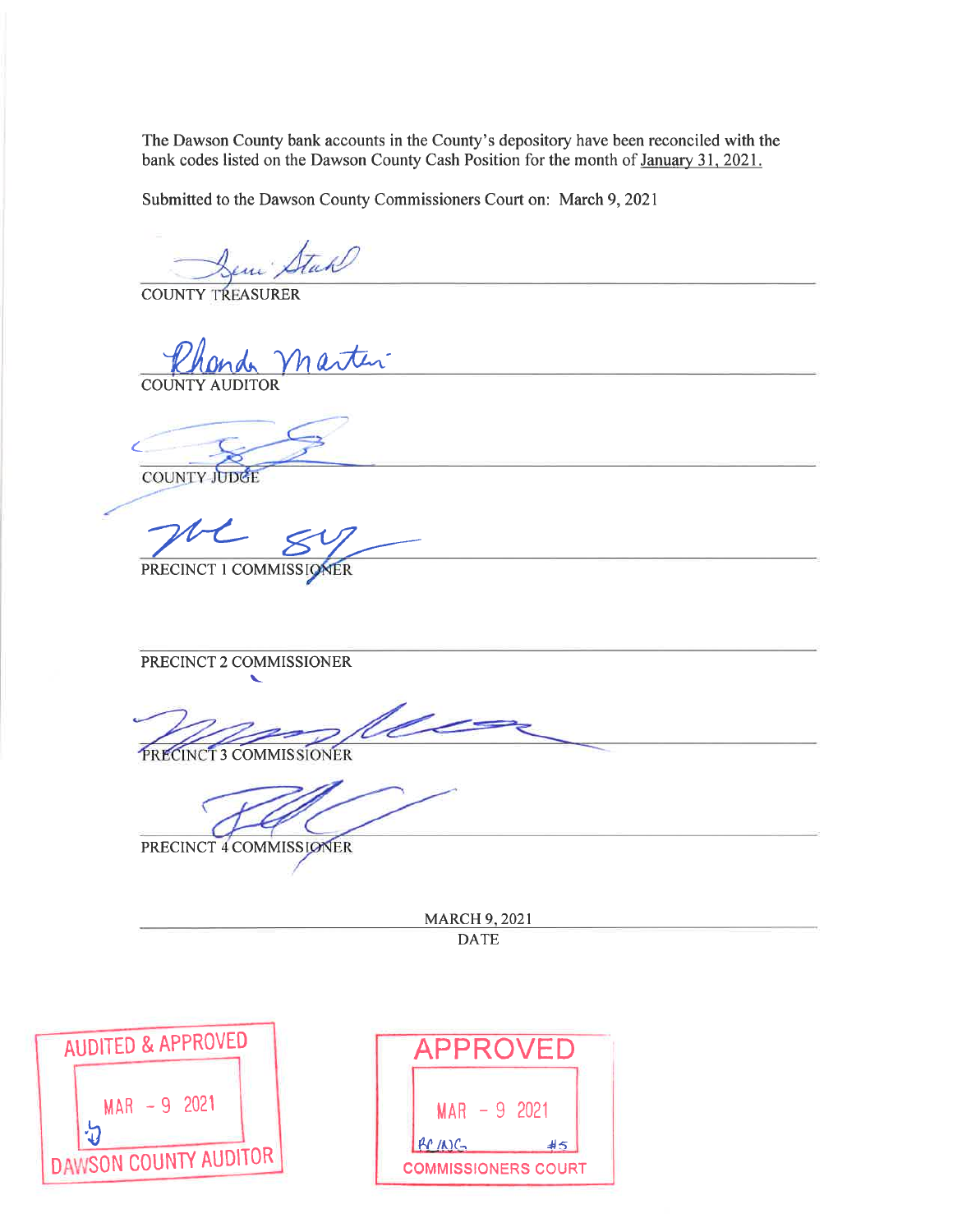The Dawson County bank accounts in the County's depository have been reconciled with the bank codes listed on the Dawson County Cash Position for the month of January 31, 2021.

Submitted to the Dawson County Commissioners Court on: March 9, 2021

COUNTY TREASURER

COUNTY AUDITOR

COUNTY JUDGE

PRECINCT 1 COMMISSIONER

PRECINCT 2 COMMISSIONER

PRECINCT 3 COMMISSIONER

PRECINCT 4 COMMISSIONER

MARCH 9, 2021

DATE

AUDITED & APPROVED
MAR - 9 2021
DAWSON COUNTY AUDITOR

APPROVED
MAR - 9 2021
#5
COMMISSIONERS COURT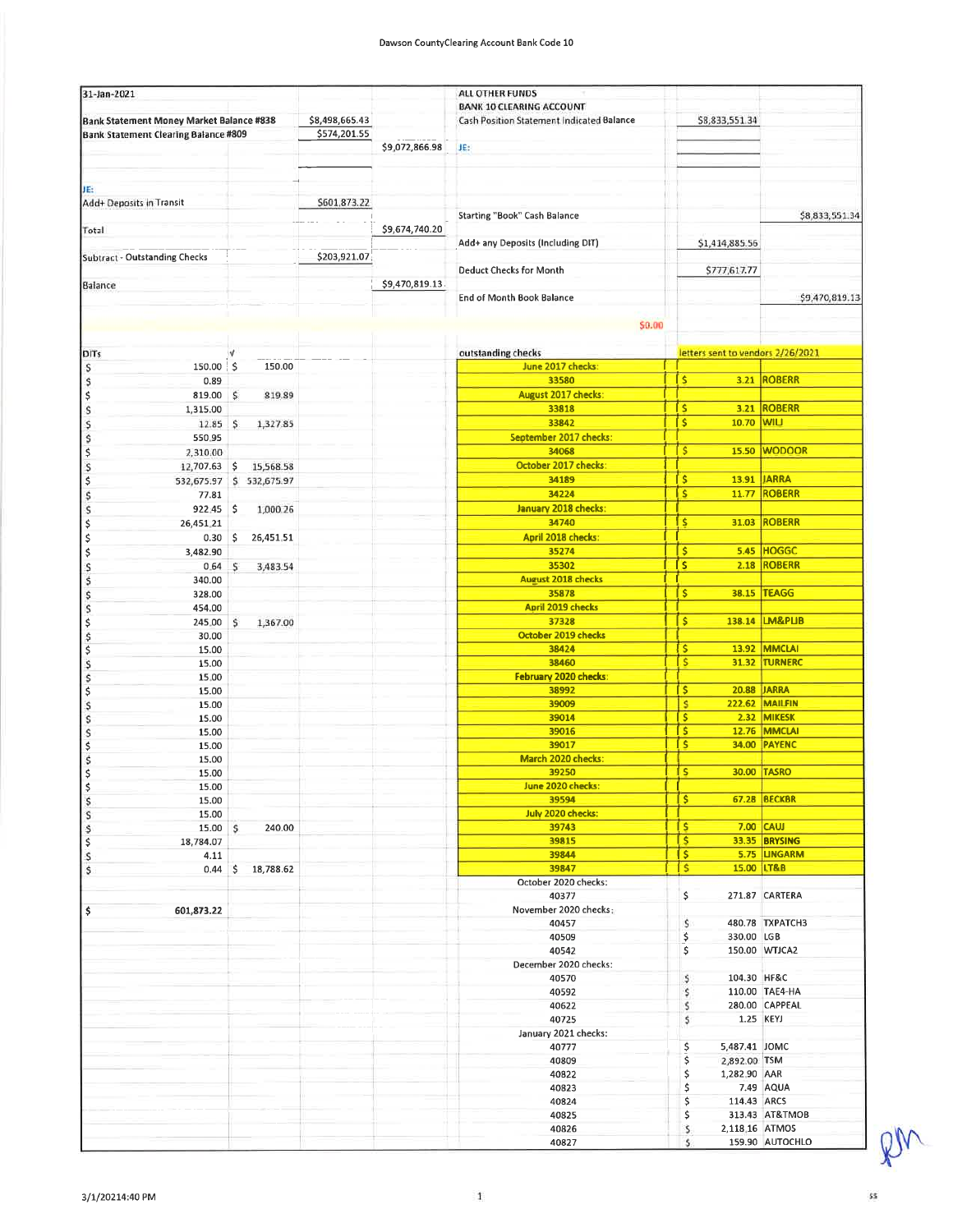# Dawson CountyClearing Account Bank Code 10

| 31-Jan-2021 | | | ALL OTHER FUNDS | | |
|---|---|---|---|---|---|
| | | | BANK 10 CLEARING ACCOUNT | | |
| Bank Statement Money Market Balance #838 | $8,498,665.43 | | Cash Position Statement Indicated Balance | $8,833,551.34 | |
| Bank Statement Clearing Balance #809 | $574,201.55 | | | | |
| | | $9,072,866.98 | JE: | | |
| JE: | | | | | |
| Add+ Deposits in Transit | $601,873.22 | | | | |
| | | | Starting "Book" Cash Balance | | $8,833,551.34 |
| Total | | $9,674,740.20 | | | |
| | | | Add+ any Deposits (Including DIT) | $1,414,885.56 | |
| Subtract - Outstanding Checks | $203,921.07 | | | | |
| | | | Deduct Checks for Month | $777,617.77 | |
| Balance | | $9,470,819.13 | | | |
| | | | End of Month Book Balance | | $9,470,819.13 |
| | | | $0.00 | | |

| DITs | √ |
|---|---|
| $ 150.00 | $ 150.00 |
| $ 0.89 | |
| $ 819.00 | $ 819.89 |
| $ 1,315.00 | |
| $ 12.85 | $ 1,327.85 |
| $ 550.95 | |
| $ 2,310.00 | |
| $ 12,707.63 | $ 15,568.58 |
| $ 532,675.97 | $ 532,675.97 |
| $ 77.81 | |
| $ 922.45 | $ 1,000.26 |
| $ 26,451.21 | |
| $ 0.30 | $ 26,451.51 |
| $ 3,482.90 | |
| $ 0.64 | $ 3,483.54 |
| $ 340.00 | |
| $ 328.00 | |
| $ 454.00 | |
| $ 245.00 | $ 1,367.00 |
| $ 30.00 | |
| $ 15.00 | |
| $ 15.00 | |
| $ 15.00 | |
| $ 15.00 | |
| $ 15.00 | |
| $ 15.00 | |
| $ 15.00 | |
| $ 15.00 | |
| $ 15.00 | |
| $ 15.00 | |
| $ 15.00 | |
| $ 15.00 | |
| $ 15.00 | |
| $ 15.00 | |
| $ 15.00 | $ 240.00 |
| $ 18,784.07 | |
| $ 4.11 | |
| $ 0.44 | $ 18,788.62 |
| $ 601,873.22 | |

| outstanding checks | letters sent to vendors 2/26/2021 | |
|---|---|---|
| June 2017 checks: | | |
| 33580 | $ 3.21 | ROBERR |
| August 2017 checks: | | |
| 33818 | $ 3.21 | ROBERR |
| 33842 | $ 10.70 | WILJ |
| September 2017 checks: | | |
| 34068 | $ 15.50 | WODOOR |
| October 2017 checks: | | |
| 34189 | $ 13.91 | JARRA |
| 34224 | $ 11.77 | ROBERR |
| January 2018 checks: | | |
| 34740 | $ 31.03 | ROBERR |
| April 2018 checks: | | |
| 35274 | $ 5.45 | HOGGC |
| 35302 | $ 2.18 | ROBERR |
| August 2018 checks | | |
| 35878 | $ 38.15 | TEAGG |
| April 2019 checks | | |
| 37328 | $ 138.14 | LM&PLIB |
| October 2019 checks | | |
| 38424 | $ 13.92 | MMCLAI |
| 38460 | $ 31.32 | TURNERC |
| February 2020 checks: | | |
| 38992 | $ 20.88 | JARRA |
| 39009 | $ 222.62 | MAILFIN |
| 39014 | $ 2.32 | MIKESK |
| 39016 | $ 12.76 | MMCLAI |
| 39017 | $ 34.00 | PAYENC |
| March 2020 checks: | | |
| 39250 | $ 30.00 | TASRO |
| June 2020 checks: | | |
| 39594 | $ 67.28 | BECKBR |
| July 2020 checks: | | |
| 39743 | $ 7.00 | CAUJ |
| 39815 | $ 33.35 | BRYSING |
| 39844 | $ 5.75 | LINGARM |
| 39847 | $ 15.00 | LT&B |
| October 2020 checks: | | |
| 40377 | $ 271.87 | CARTERA |
| November 2020 checks: | | |
| 40457 | $ 480.78 | TXPATCH3 |
| 40509 | $ 330.00 | LGB |
| 40542 | $ 150.00 | WTJCA2 |
| December 2020 checks: | | |
| 40570 | $ 104.30 | HF&C |
| 40592 | $ 110.00 | TAE4-HA |
| 40622 | $ 280.00 | CAPPEAL |
| 40725 | $ 1.25 | KEYJ |
| January 2021 checks: | | |
| 40777 | $ 5,487.41 | JOMC |
| 40809 | $ 2,892.00 | TSM |
| 40822 | $ 1,282.90 | AAR |
| 40823 | $ 7.49 | AQUA |
| 40824 | $ 114.43 | ARCS |
| 40825 | $ 313.43 | AT&TMOB |
| 40826 | $ 2,118.16 | ATMOS |
| 40827 | $ 159.90 | AUTOCHLO |

3/1/2021 4:40 PM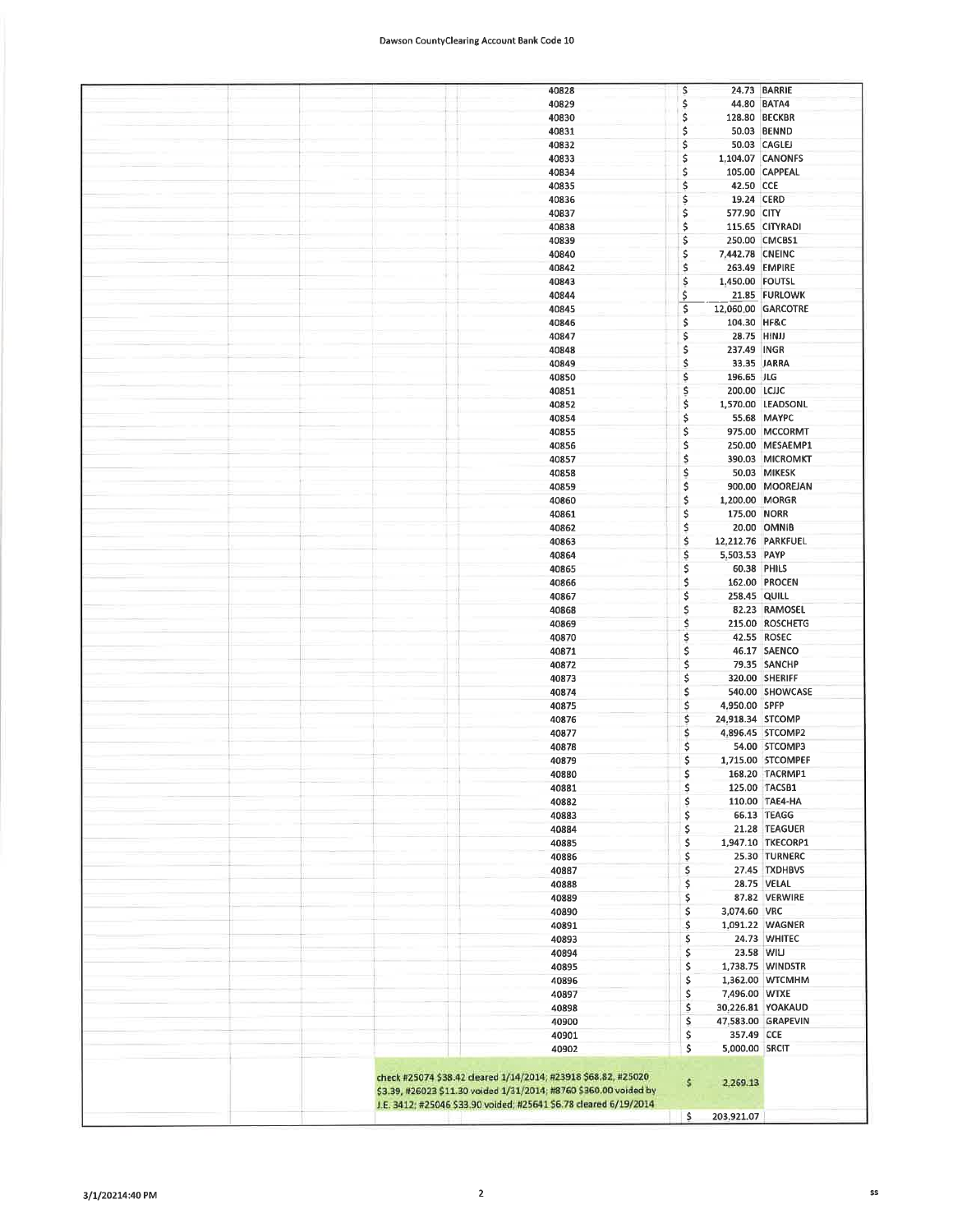Dawson CountyClearing Account Bank Code 10

| | | | Check | | Amount | Vendor |
|---|---|---|---|---|---|---|
| | | | 40828 | $ | 24.73 | BARRIE |
| | | | 40829 | $ | 44.80 | BATA4 |
| | | | 40830 | $ | 128.80 | BECKBR |
| | | | 40831 | $ | 50.03 | BENND |
| | | | 40832 | $ | 50.03 | CAGLEJ |
| | | | 40833 | $ | 1,104.07 | CANONFS |
| | | | 40834 | $ | 105.00 | CAPPEAL |
| | | | 40835 | $ | 42.50 | CCE |
| | | | 40836 | $ | 19.24 | CERD |
| | | | 40837 | $ | 577.90 | CITY |
| | | | 40838 | $ | 115.65 | CITYRADI |
| | | | 40839 | $ | 250.00 | CMCBS1 |
| | | | 40840 | $ | 7,442.78 | CNEINC |
| | | | 40842 | $ | 263.49 | EMPIRE |
| | | | 40843 | $ | 1,450.00 | FOUTSL |
| | | | 40844 | $ | 21.85 | FURLOWK |
| | | | 40845 | $ | 12,060.00 | GARCOTRE |
| | | | 40846 | $ | 104.30 | HF&C |
| | | | 40847 | $ | 28.75 | HINJJ |
| | | | 40848 | $ | 237.49 | INGR |
| | | | 40849 | $ | 33.35 | JARRA |
| | | | 40850 | $ | 196.65 | JLG |
| | | | 40851 | $ | 200.00 | LCJJC |
| | | | 40852 | $ | 1,570.00 | LEADSONL |
| | | | 40854 | $ | 55.68 | MAYPC |
| | | | 40855 | $ | 975.00 | MCCORMT |
| | | | 40856 | $ | 250.00 | MESAEMP1 |
| | | | 40857 | $ | 390.03 | MICROMKT |
| | | | 40858 | $ | 50.03 | MIKESK |
| | | | 40859 | $ | 900.00 | MOOREJAN |
| | | | 40860 | $ | 1,200.00 | MORGR |
| | | | 40861 | $ | 175.00 | NORR |
| | | | 40862 | $ | 20.00 | OMNIB |
| | | | 40863 | $ | 12,212.76 | PARKFUEL |
| | | | 40864 | $ | 5,503.53 | PAYP |
| | | | 40865 | $ | 60.38 | PHILS |
| | | | 40866 | $ | 162.00 | PROCEN |
| | | | 40867 | $ | 258.45 | QUILL |
| | | | 40868 | $ | 82.23 | RAMOSEL |
| | | | 40869 | $ | 215.00 | ROSCHETG |
| | | | 40870 | $ | 42.55 | ROSEC |
| | | | 40871 | $ | 46.17 | SAENCO |
| | | | 40872 | $ | 79.35 | SANCHP |
| | | | 40873 | $ | 320.00 | SHERIFF |
| | | | 40874 | $ | 540.00 | SHOWCASE |
| | | | 40875 | $ | 4,950.00 | SPFP |
| | | | 40876 | $ | 24,918.34 | STCOMP |
| | | | 40877 | $ | 4,896.45 | STCOMP2 |
| | | | 40878 | $ | 54.00 | STCOMP3 |
| | | | 40879 | $ | 1,715.00 | STCOMPEF |
| | | | 40880 | $ | 168.20 | TACRMP1 |
| | | | 40881 | $ | 125.00 | TACSB1 |
| | | | 40882 | $ | 110.00 | TAE4-HA |
| | | | 40883 | $ | 66.13 | TEAGG |
| | | | 40884 | $ | 21.28 | TEAGUER |
| | | | 40885 | $ | 1,947.10 | TKECORP1 |
| | | | 40886 | $ | 25.30 | TURNERC |
| | | | 40887 | $ | 27.45 | TXDHBVS |
| | | | 40888 | $ | 28.75 | VELAL |
| | | | 40889 | $ | 87.82 | VERWIRE |
| | | | 40890 | $ | 3,074.60 | VRC |
| | | | 40891 | $ | 1,091.22 | WAGNER |
| | | | 40893 | $ | 24.73 | WHITEC |
| | | | 40894 | $ | 23.58 | WILJ |
| | | | 40895 | $ | 1,738.75 | WINDSTR |
| | | | 40896 | $ | 1,362.00 | WTCMHM |
| | | | 40897 | $ | 7,496.00 | WTXE |
| | | | 40898 | $ | 30,226.81 | YOAKAUD |
| | | | 40900 | $ | 47,583.00 | GRAPEVIN |
| | | | 40901 | $ | 357.49 | CCE |
| | | | 40902 | $ | 5,000.00 | SRCIT |
| | | check #25074 $38.42 cleared 1/14/2014; #23918 $68.82, #25020 $3.39, #26023 $11.30 voided 1/31/2014; #8760 $360.00 voided by J.E. 3412; #25046 $33.90 voided; #25641 $6.78 cleared 6/19/2014 | | $ | 2,269.13 | |
| | | | | $ | 203,921.07 | |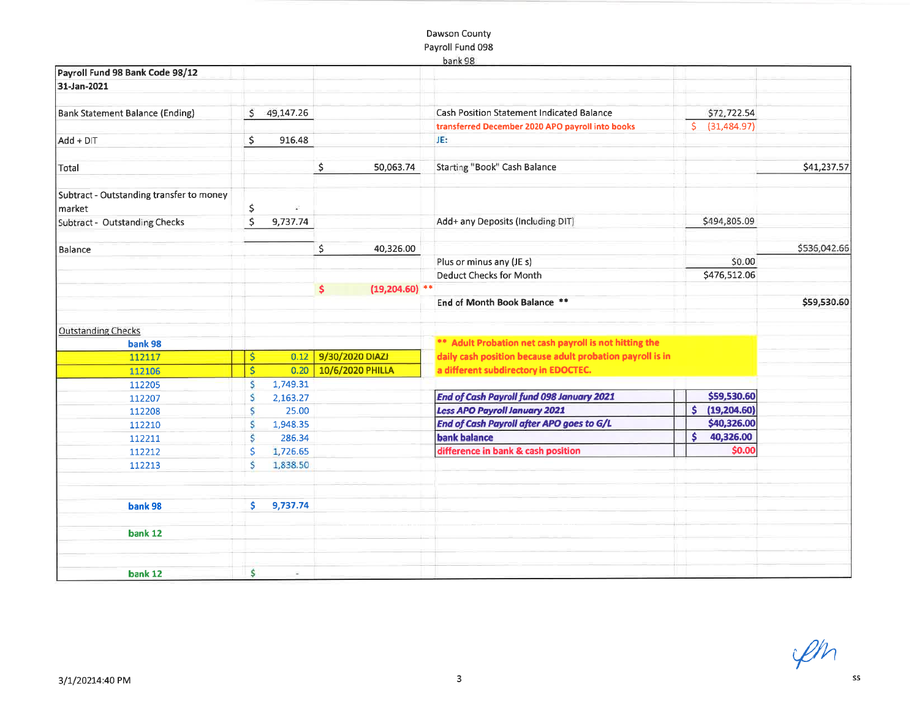Dawson County
Payroll Fund 098
bank 98

| Payroll Fund 98 Bank Code 98/12 | | | | | |
|---|---|---|---|---|---|
| 31-Jan-2021 | | | | | |
| Bank Statement Balance (Ending) | $ 49,147.26 | | Cash Position Statement Indicated Balance | $72,722.54 | |
| | | | transferred December 2020 APO payroll into books | $ (31,484.97) | |
| Add + DIT | $ 916.48 | | JE: | | |
| Total | | $ 50,063.74 | Starting "Book" Cash Balance | | $41,237.57 |
| Subtract - Outstanding transfer to money market | $ - | | | | |
| Subtract - Outstanding Checks | $ 9,737.74 | | Add+ any Deposits (Including DIT) | $494,805.09 | |
| Balance | | $ 40,326.00 | | | $536,042.66 |
| | | | Plus or minus any (JE s) | $0.00 | |
| | | | Deduct Checks for Month | $476,512.06 | |
| | | $ (19,204.60) ** | | | |
| | | | End of Month Book Balance ** | | $59,530.60 |

Outstanding Checks

| bank 98 | | |
|---|---|---|
| 112117 | $ 0.12 | 9/30/2020 DIAZJ |
| 112106 | $ 0.20 | 10/6/2020 PHILLA |
| 112205 | $ 1,749.31 | |
| 112207 | $ 2,163.27 | |
| 112208 | $ 25.00 | |
| 112210 | $ 1,948.35 | |
| 112211 | $ 286.34 | |
| 112212 | $ 1,726.65 | |
| 112213 | $ 1,838.50 | |
| bank 98 | $ 9,737.74 | |
| bank 12 | | |
| bank 12 | $ - | |

** Adult Probation net cash payroll is not hitting the daily cash position because adult probation payroll is in a different subdirectory in EDOCTEC.

| | |
|---|---|
| *End of Cash Payroll fund 098 January 2021* | $59,530.60 |
| *Less APO Payroll January 2021* | $ (19,204.60) |
| *End of Cash Payroll after APO goes to G/L* | $40,326.00 |
| bank balance | $ 40,326.00 |
| difference in bank & cash position | $0.00 |

3/1/2021 4:40 PM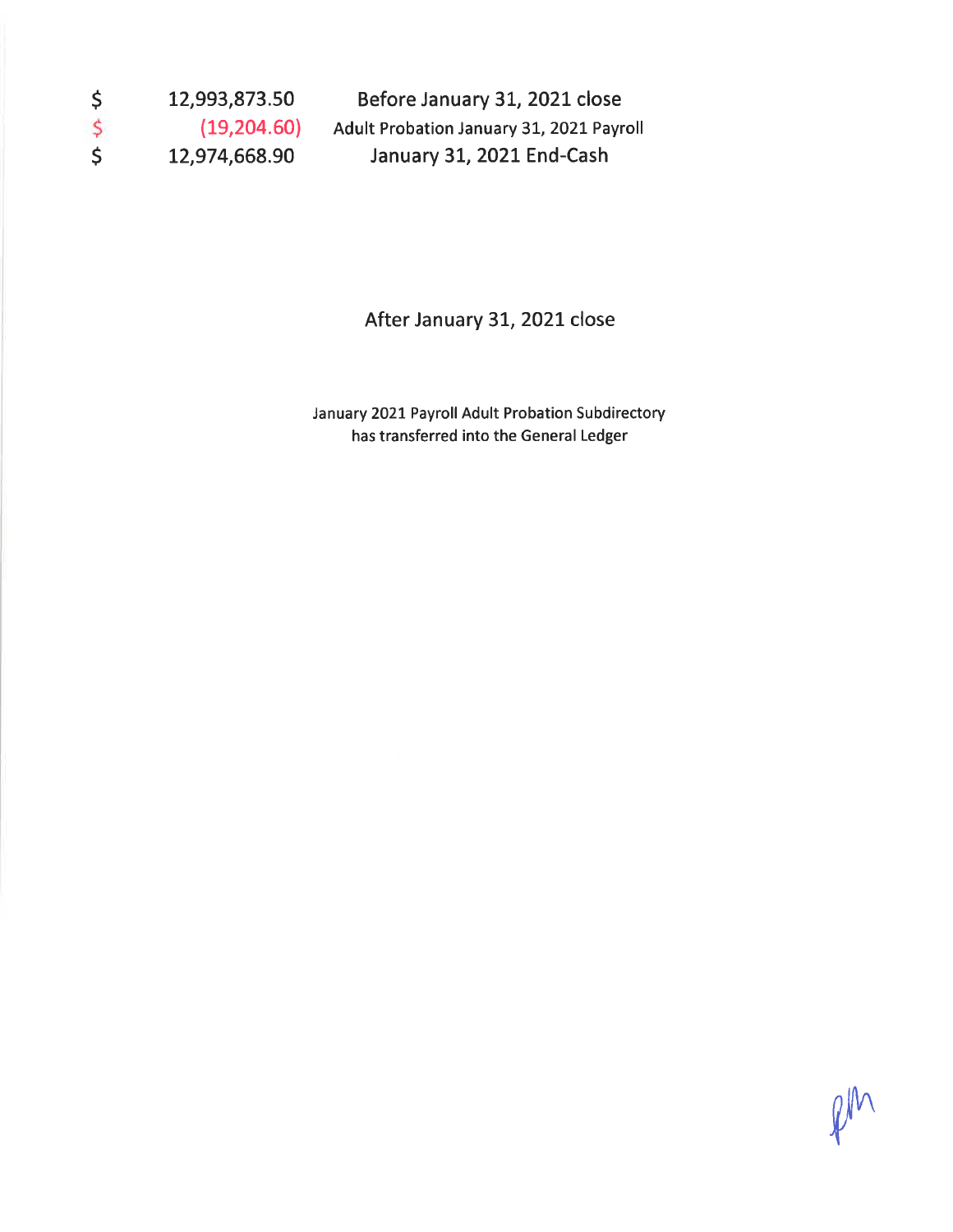| | | |
|---|---|---|
| $ | 12,993,873.50 | Before January 31, 2021 close |
| $ | (19,204.60) | Adult Probation January 31, 2021 Payroll |
| $ | 12,974,668.90 | January 31, 2021 End-Cash |

After January 31, 2021 close

January 2021 Payroll Adult Probation Subdirectory
has transferred into the General Ledger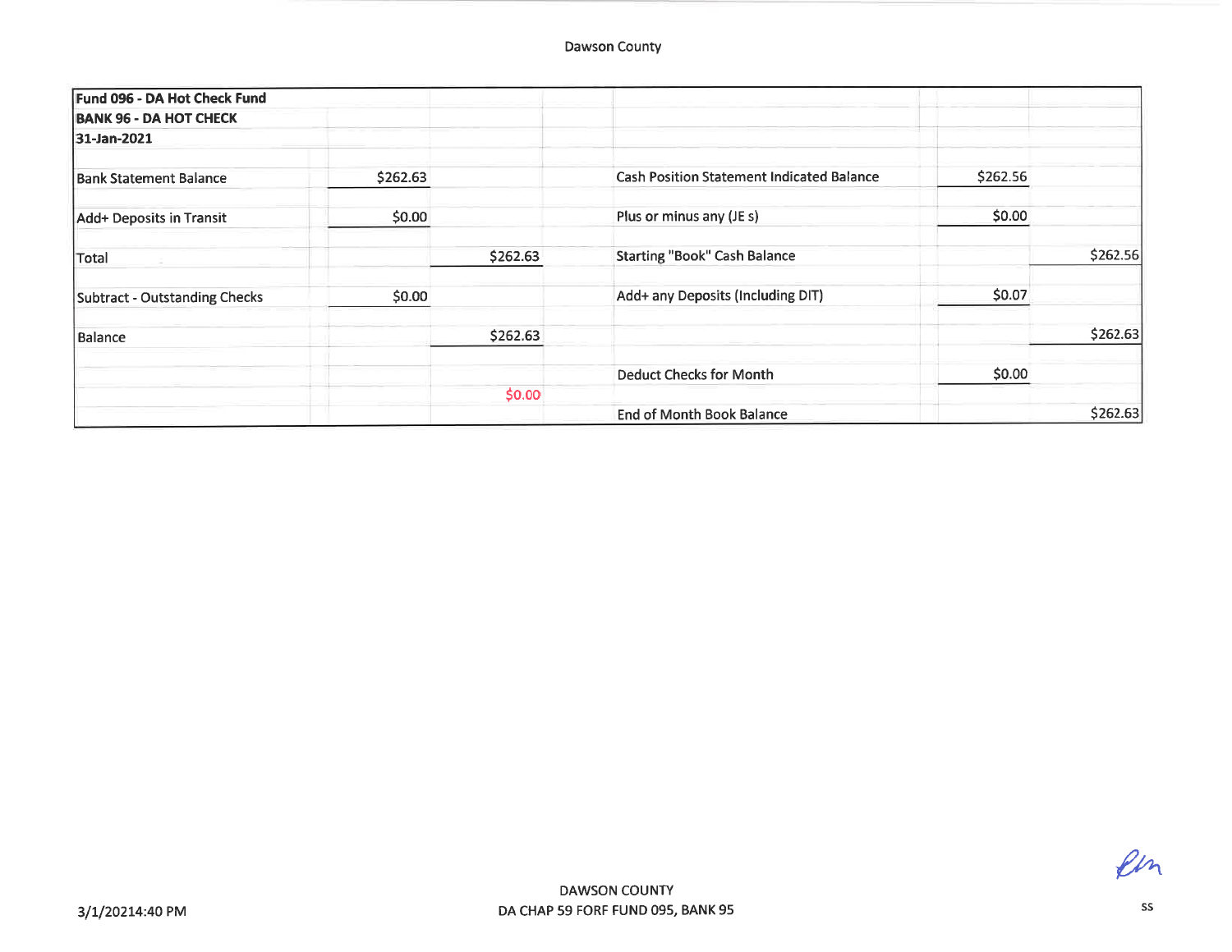Dawson County

| Fund 096 - DA Hot Check Fund | | | | | |
|---|---|---|---|---|---|
| BANK 96 - DA HOT CHECK | | | | | |
| 31-Jan-2021 | | | | | |
| Bank Statement Balance | $262.63 | | Cash Position Statement Indicated Balance | $262.56 | |
| Add+ Deposits in Transit | $0.00 | | Plus or minus any (JE s) | $0.00 | |
| Total | | $262.63 | Starting "Book" Cash Balance | | $262.56 |
| Subtract - Outstanding Checks | $0.00 | | Add+ any Deposits (Including DIT) | $0.07 | |
| Balance | | $262.63 | | | $262.63 |
| | | | Deduct Checks for Month | $0.00 | |
| | | $0.00 | | | |
| | | | End of Month Book Balance | | $262.63 |

3/1/20214:40 PM

DAWSON COUNTY
DA CHAP 59 FORF FUND 095, BANK 95

SS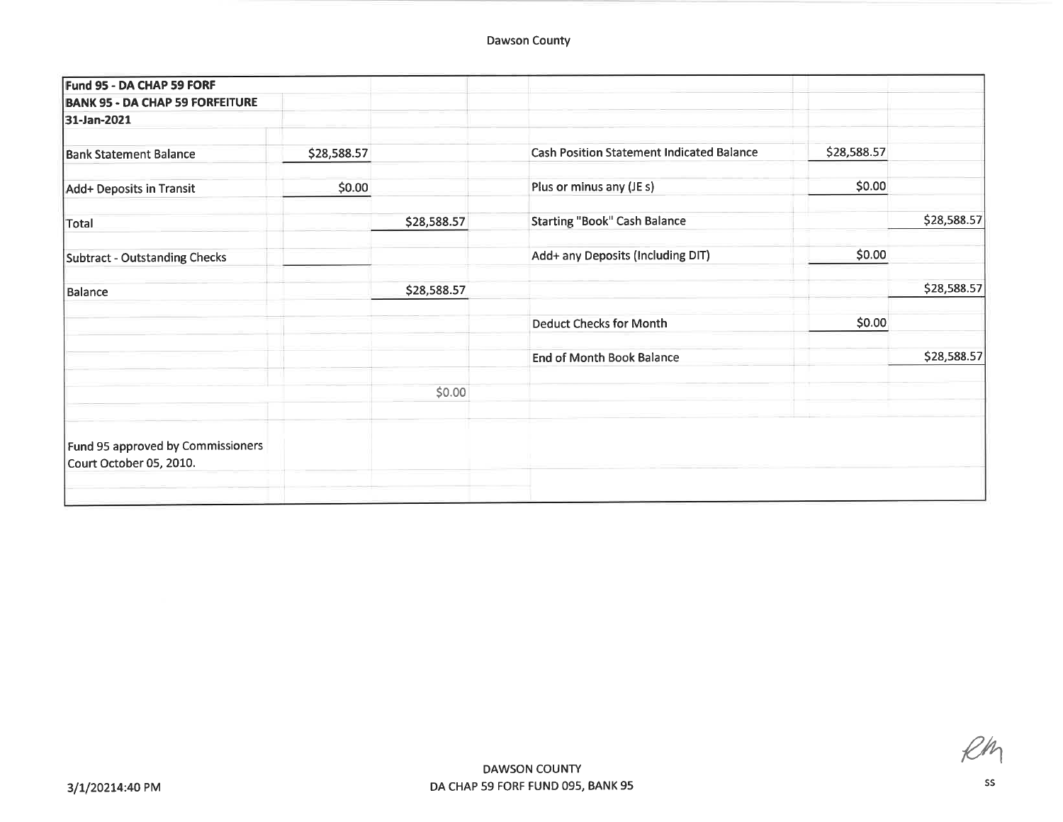Dawson County

| Fund 95 - DA CHAP 59 FORF | | | | | |
|---|---|---|---|---|---|
| **BANK 95 - DA CHAP 59 FORFEITURE** | | | | | |
| **31-Jan-2021** | | | | | |
| Bank Statement Balance | $28,588.57 | | Cash Position Statement Indicated Balance | $28,588.57 | |
| Add+ Deposits in Transit | $0.00 | | Plus or minus any (JE s) | $0.00 | |
| Total | | $28,588.57 | Starting "Book" Cash Balance | | $28,588.57 |
| Subtract - Outstanding Checks | | | Add+ any Deposits (Including DIT) | $0.00 | |
| Balance | | $28,588.57 | | | $28,588.57 |
| | | | Deduct Checks for Month | $0.00 | |
| | | | End of Month Book Balance | | $28,588.57 |
| | | $0.00 | | | |
| Fund 95 approved by Commissioners Court October 05, 2010. | | | | | |

RM

3/1/20214:40 PM

DAWSON COUNTY
DA CHAP 59 FORF FUND 095, BANK 95

SS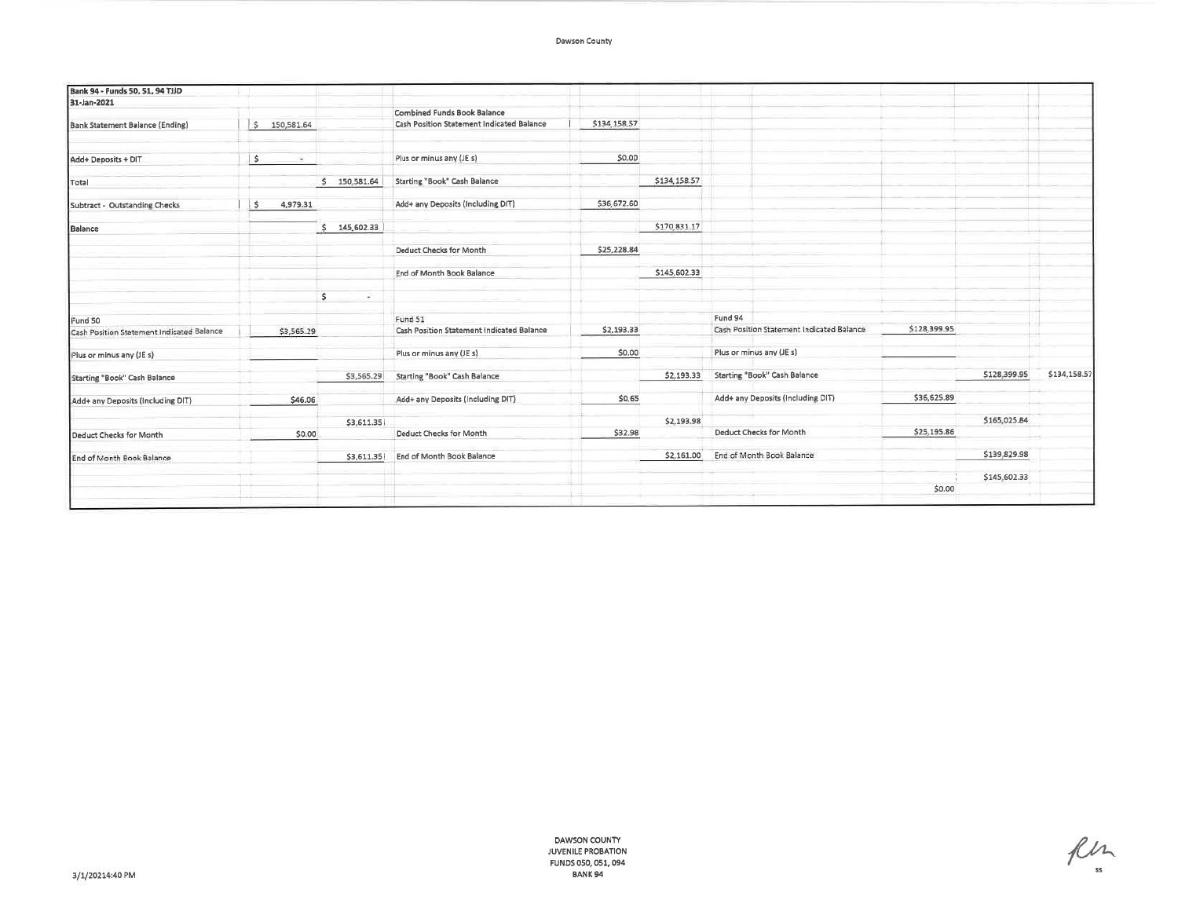Dawson County

| Bank 94 - Funds 50, 51, 94 TJJD | | | | | | | | | |
|---|---|---|---|---|---|---|---|---|---|
| 31-Jan-2021 | | | | | | | | | |
| | | | Combined Funds Book Balance | | | | | | |
| Bank Statement Balance (Ending) | $ 150,581.64 | | Cash Position Statement Indicated Balance | $134,158.57 | | | | | |
| Add+ Deposits + DIT | $ - | | Plus or minus any (JE s) | $0.00 | | | | | |
| Total | | $ 150,581.64 | Starting "Book" Cash Balance | | $134,158.57 | | | | |
| Subtract - Outstanding Checks | $ 4,979.31 | | Add+ any Deposits (Including DIT) | $36,672.60 | | | | | |
| Balance | | $ 145,602.33 | | | $170,831.17 | | | | |
| | | | Deduct Checks for Month | $25,228.84 | | | | | |
| | | | End of Month Book Balance | | $145,602.33 | | | | |
| | | $ - | | | | | | | |
| Fund 50 | | | Fund 51 | | | Fund 94 | | | |
| Cash Position Statement Indicated Balance | $3,565.29 | | Cash Position Statement Indicated Balance | $2,193.33 | | Cash Position Statement Indicated Balance | $128,399.95 | | |
| Plus or minus any (JE s) | | | Plus or minus any (JE s) | $0.00 | | Plus or minus any (JE s) | | | |
| Starting "Book" Cash Balance | | $3,565.29 | Starting "Book" Cash Balance | | $2,193.33 | Starting "Book" Cash Balance | | $128,399.95 | $134,158.57 |
| Add+ any Deposits (Including DIT) | $46.06 | | Add+ any Deposits (Including DIT) | $0.65 | | Add+ any Deposits (Including DIT) | $36,625.89 | | |
| | | $3,611.35 | | | $2,193.98 | | | $165,025.84 | |
| Deduct Checks for Month | $0.00 | | Deduct Checks for Month | $32.98 | | Deduct Checks for Month | $25,195.86 | | |
| End of Month Book Balance | | $3,611.35 | End of Month Book Balance | | $2,161.00 | End of Month Book Balance | | $139,829.98 | |
| | | | | | | | | $145,602.33 | |
| | | | | | | | $0.00 | | |

3/1/2021 4:40 PM

DAWSON COUNTY
JUVENILE PROBATION
FUNDS 050, 051, 094
BANK 94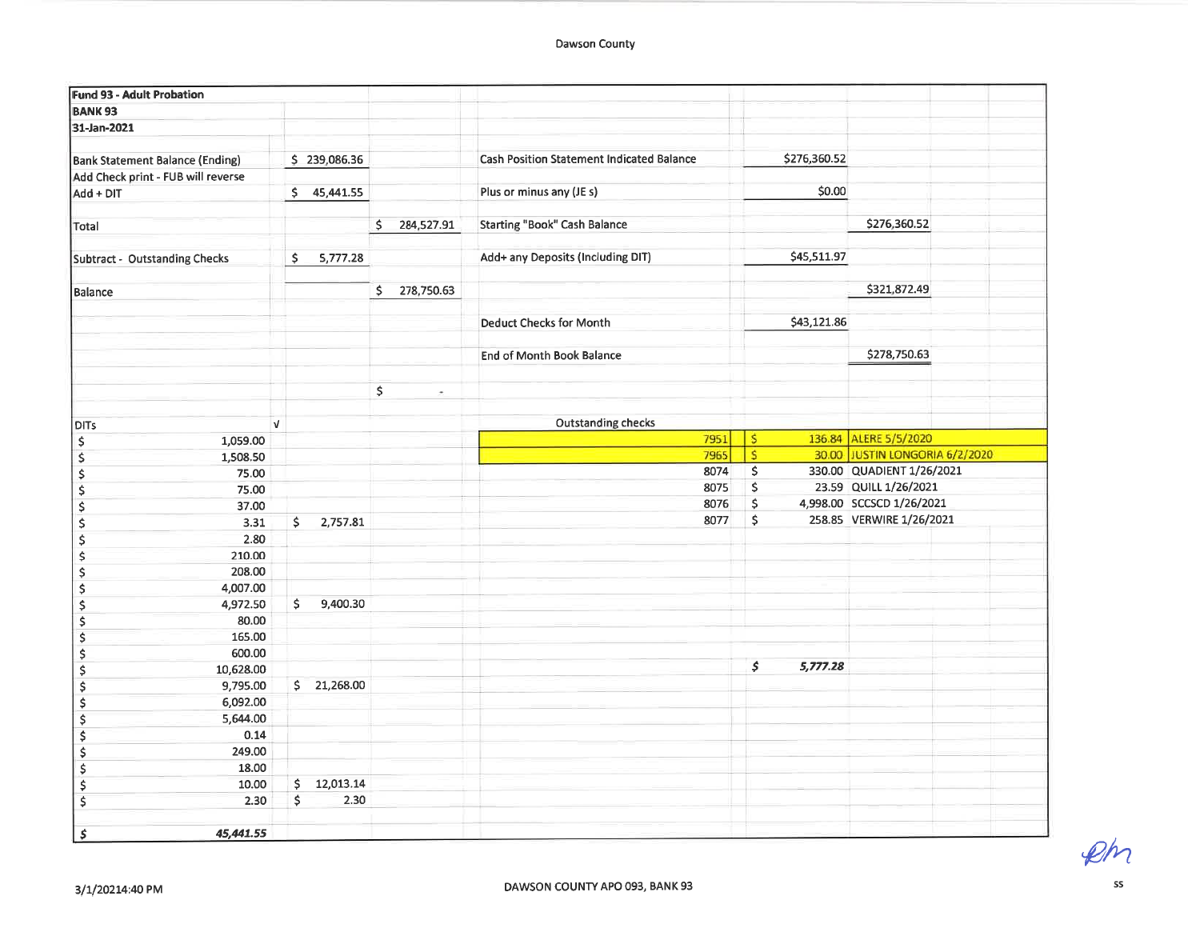Dawson County

**Fund 93 - Adult Probation**
**BANK 93**
**31-Jan-2021**

| | | | | | |
|---|---|---|---|---|---|
| Bank Statement Balance (Ending) | $ 239,086.36 | | Cash Position Statement Indicated Balance | $276,360.52 | |
| Add Check print - FUB will reverse | | | | | |
| Add + DIT | $ 45,441.55 | | Plus or minus any (JE s) | $0.00 | |
| Total | | $ 284,527.91 | Starting "Book" Cash Balance | | $276,360.52 |
| Subtract - Outstanding Checks | $ 5,777.28 | | Add+ any Deposits (Including DIT) | $45,511.97 | |
| Balance | | $ 278,750.63 | | | $321,872.49 |
| | | | Deduct Checks for Month | $43,121.86 | |
| | | | End of Month Book Balance | | $278,750.63 |
| | | $ - | | | |

| DITs | √ |
|---|---|
| $ 1,059.00 | |
| $ 1,508.50 | |
| $ 75.00 | |
| $ 75.00 | |
| $ 37.00 | |
| $ 3.31 | $ 2,757.81 |
| $ 2.80 | |
| $ 210.00 | |
| $ 208.00 | |
| $ 4,007.00 | |
| $ 4,972.50 | $ 9,400.30 |
| $ 80.00 | |
| $ 165.00 | |
| $ 600.00 | |
| $ 10,628.00 | |
| $ 9,795.00 | $ 21,268.00 |
| $ 6,092.00 | |
| $ 5,644.00 | |
| $ 0.14 | |
| $ 249.00 | |
| $ 18.00 | |
| $ 10.00 | $ 12,013.14 |
| $ 2.30 | $ 2.30 |
| ***$ 45,441.55*** | |

**Outstanding checks**

| Check | Amount | Payee |
|---|---|---|
| 7951 | $ 136.84 | ALERE 5/5/2020 |
| 7965 | $ 30.00 | JUSTIN LONGORIA 6/2/2020 |
| 8074 | $ 330.00 | QUADIENT 1/26/2021 |
| 8075 | $ 23.59 | QUILL 1/26/2021 |
| 8076 | $ 4,998.00 | SCCSCD 1/26/2021 |
| 8077 | $ 258.85 | VERWIRE 1/26/2021 |
| | ***$ 5,777.28*** | |

3/1/20214:40 PM

DAWSON COUNTY APO 093, BANK 93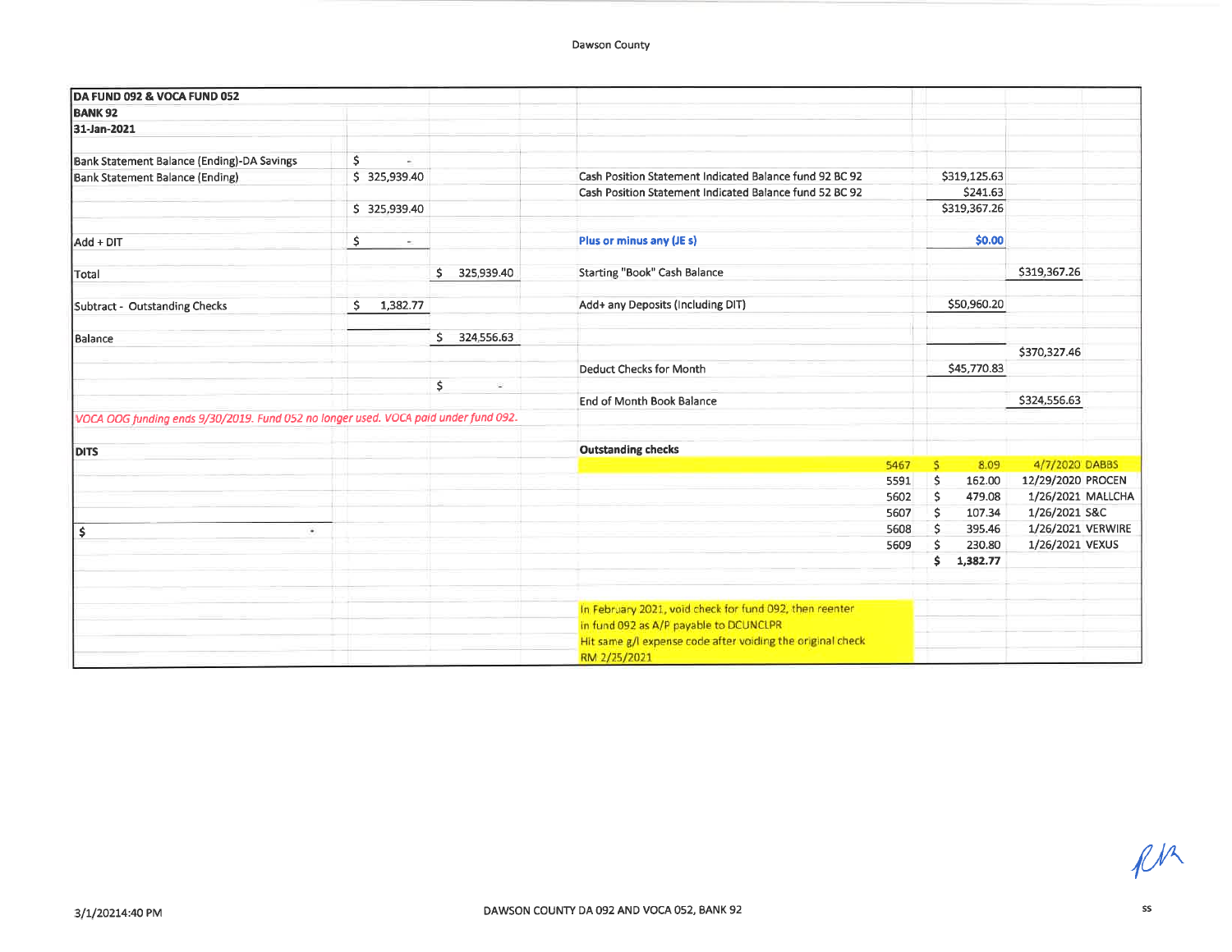Dawson County

**DA FUND 092 & VOCA FUND 052**
**BANK 92**
**31-Jan-2021**

| | | | |
|---|---|---|---|
| Bank Statement Balance (Ending)-DA Savings | $ - | | |
| Bank Statement Balance (Ending) | $ 325,939.40 | | |
| | $ 325,939.40 | | |
| Add + DIT | $ - | | |
| Total | | $ 325,939.40 | |
| Subtract - Outstanding Checks | $ 1,382.77 | | |
| Balance | | $ 324,556.63 | |
| | | $ - | |

| | | |
|---|---|---|
| Cash Position Statement Indicated Balance fund 92 BC 92 | $319,125.63 | |
| Cash Position Statement Indicated Balance fund 52 BC 92 | $241.63 | |
| | $319,367.26 | |
| **Plus or minus any (JE s)** | **$0.00** | |
| Starting "Book" Cash Balance | | $319,367.26 |
| Add+ any Deposits (Including DIT) | $50,960.20 | |
| | | $370,327.46 |
| Deduct Checks for Month | $45,770.83 | |
| End of Month Book Balance | | $324,556.63 |

*VOCA OOG funding ends 9/30/2019. Fund 052 no longer used. VOCA paid under fund 092.*

**DITS**

$ -

**Outstanding checks**

| Check | Amount | Date | Payee |
|---|---|---|---|
| 5467 | $ 8.09 | 4/7/2020 | DABBS |
| 5591 | $ 162.00 | 12/29/2020 | PROCEN |
| 5602 | $ 479.08 | 1/26/2021 | MALLCHA |
| 5607 | $ 107.34 | 1/26/2021 | S&C |
| 5608 | $ 395.46 | 1/26/2021 | VERWIRE |
| 5609 | $ 230.80 | 1/26/2021 | VEXUS |
| | **$ 1,382.77** | | |

In February 2021, void check for fund 092, then reenter
in fund 092 as A/P payable to DCUNCLPR
Hit same g/l expense code after voiding the original check
RM 2/25/2021

RM

3/1/20214:40 PM

DAWSON COUNTY DA 092 AND VOCA 052, BANK 92

SS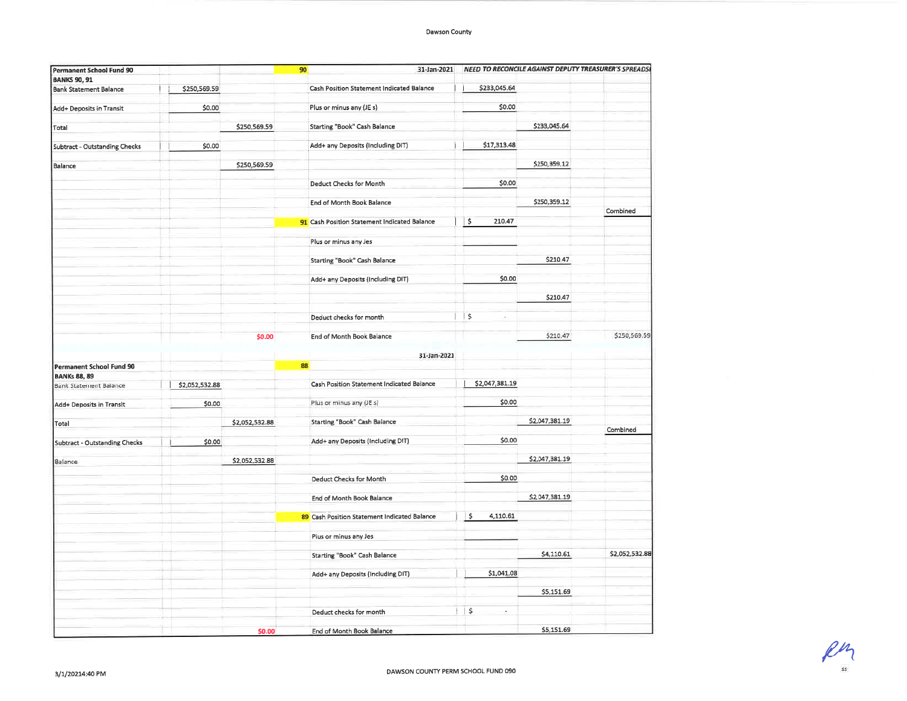Dawson County

| Permanent School Fund 90 | | | 90 | 31-Jan-2021 | *NEED TO RECONCILE AGAINST DEPUTY TREASURER'S SPREADSI* | | |
|---|---|---|---|---|---|---|---|
| **BANKS 90, 91** | | | | | | | |
| Bank Statement Balance | $250,569.59 | | | Cash Position Statement Indicated Balance | $233,045.64 | | |
| Add+ Deposits in Transit | $0.00 | | | Plus or minus any (JE s) | $0.00 | | |
| Total | | $250,569.59 | | Starting "Book" Cash Balance | | $233,045.64 | |
| Subtract - Outstanding Checks | $0.00 | | | Add+ any Deposits (Including DIT) | $17,313.48 | | |
| Balance | | $250,569.59 | | | | $250,359.12 | |
| | | | | Deduct Checks for Month | $0.00 | | |
| | | | | End of Month Book Balance | | $250,359.12 | Combined |
| | | | 91 | Cash Position Statement Indicated Balance | $ 210.47 | | |
| | | | | Plus or minus any Jes | | | |
| | | | | Starting "Book" Cash Balance | | $210.47 | |
| | | | | Add+ any Deposits (Including DIT) | $0.00 | | |
| | | | | | | $210.47 | |
| | | | | Deduct checks for month | $ - | | |
| | | $0.00 | | End of Month Book Balance | | $210.47 | $250,569.59 |

| Permanent School Fund 90 | | | 88 | 31-Jan-2021 | | | |
|---|---|---|---|---|---|---|---|
| **BANKs 88, 89** | | | | | | | |
| Bank Statement Balance | $2,052,532.88 | | | Cash Position Statement Indicated Balance | $2,047,381.19 | | |
| Add+ Deposits in Transit | $0.00 | | | Plus or minus any (JE s) | $0.00 | | |
| Total | | $2,052,532.88 | | Starting "Book" Cash Balance | | $2,047,381.19 | Combined |
| Subtract - Outstanding Checks | $0.00 | | | Add+ any Deposits (Including DIT) | $0.00 | | |
| Balance | | $2,052,532.88 | | | | $2,047,381.19 | |
| | | | | Deduct Checks for Month | $0.00 | | |
| | | | | End of Month Book Balance | | $2,047,381.19 | |
| | | | 89 | Cash Position Statement Indicated Balance | $ 4,110.61 | | |
| | | | | Plus or minus any Jes | | | |
| | | | | Starting "Book" Cash Balance | | $4,110.61 | $2,052,532.88 |
| | | | | Add+ any Deposits (Including DIT) | $1,041.08 | | |
| | | | | | | $5,151.69 | |
| | | | | Deduct checks for month | $ - | | |
| | | $0.00 | | End of Month Book Balance | | $5,151.69 | |

3/1/2021 4:40 PM

DAWSON COUNTY PERM SCHOOL FUND 090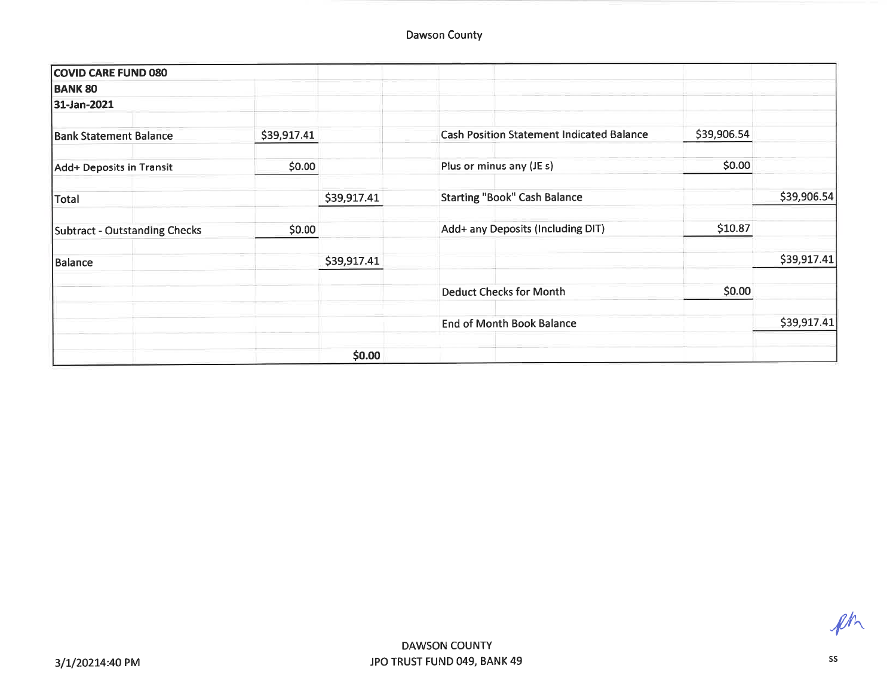Dawson County

| COVID CARE FUND 080 | | | | | |
|---|---|---|---|---|---|
| BANK 80 | | | | | |
| 31-Jan-2021 | | | | | |
| Bank Statement Balance | $39,917.41 | | Cash Position Statement Indicated Balance | $39,906.54 | |
| Add+ Deposits in Transit | $0.00 | | Plus or minus any (JE s) | $0.00 | |
| Total | | $39,917.41 | Starting "Book" Cash Balance | | $39,906.54 |
| Subtract - Outstanding Checks | $0.00 | | Add+ any Deposits (Including DIT) | $10.87 | |
| Balance | | $39,917.41 | | | $39,917.41 |
| | | | Deduct Checks for Month | $0.00 | |
| | | | End of Month Book Balance | | $39,917.41 |
| | | $0.00 | | | |

DAWSON COUNTY
JPO TRUST FUND 049, BANK 49

3/1/20214:40 PM

ss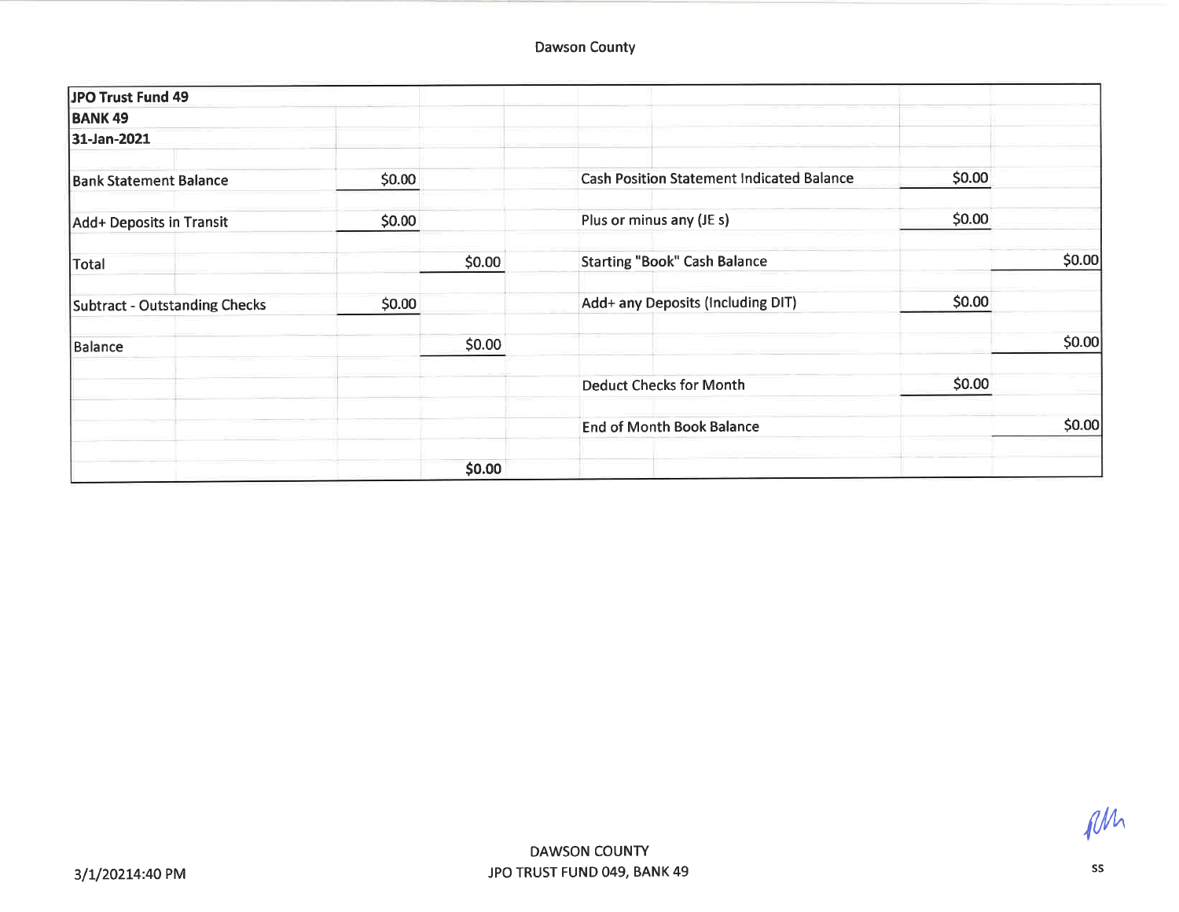Dawson County

| JPO Trust Fund 49 | | | | | |
|---|---|---|---|---|---|
| BANK 49 | | | | | |
| 31-Jan-2021 | | | | | |
| Bank Statement Balance | $0.00 | | Cash Position Statement Indicated Balance | $0.00 | |
| Add+ Deposits in Transit | $0.00 | | Plus or minus any (JE s) | $0.00 | |
| Total | | $0.00 | Starting "Book" Cash Balance | | $0.00 |
| Subtract - Outstanding Checks | $0.00 | | Add+ any Deposits (Including DIT) | $0.00 | |
| Balance | | $0.00 | | | $0.00 |
| | | | Deduct Checks for Month | $0.00 | |
| | | | End of Month Book Balance | | $0.00 |
| | | $0.00 | | | |

3/1/20214:40 PM

DAWSON COUNTY
JPO TRUST FUND 049, BANK 49

ss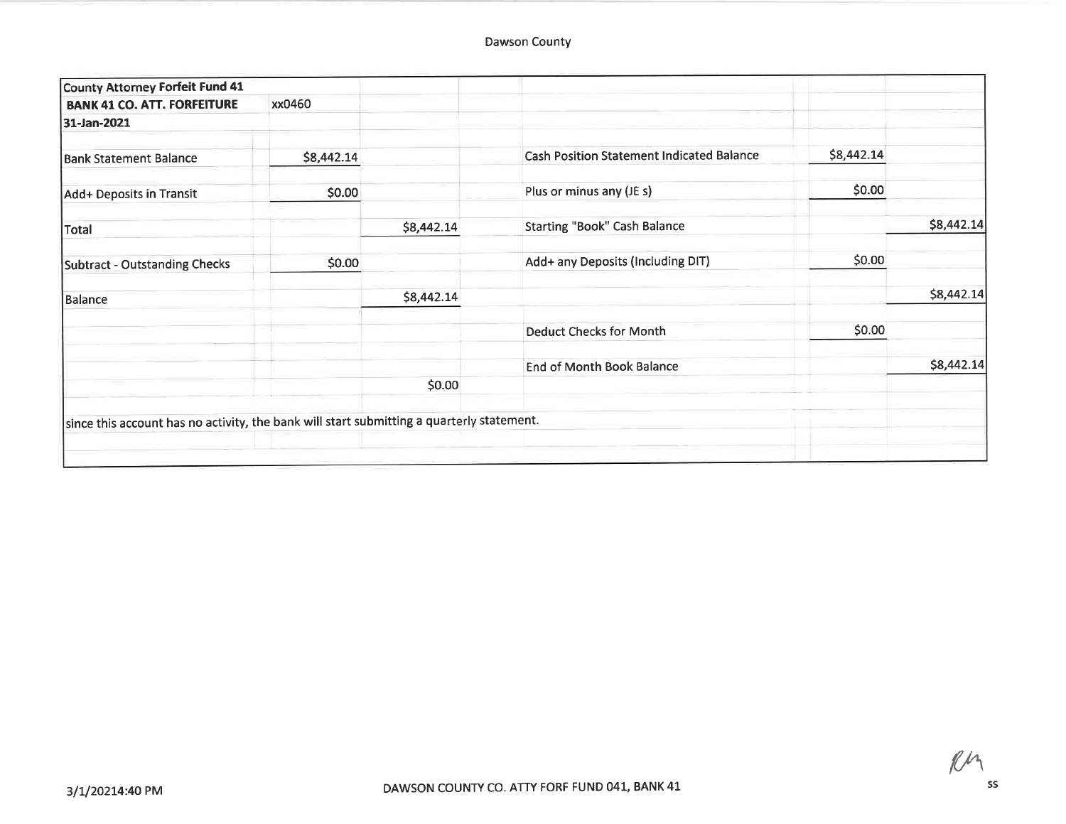Dawson County

| County Attorney Forfeit Fund 41 | | | | | |
|---|---|---|---|---|---|
| **BANK 41 CO. ATT. FORFEITURE** | xx0460 | | | | |
| **31-Jan-2021** | | | | | |
| Bank Statement Balance | $8,442.14 | | Cash Position Statement Indicated Balance | $8,442.14 | |
| Add+ Deposits in Transit | $0.00 | | Plus or minus any (JE s) | $0.00 | |
| Total | | $8,442.14 | Starting "Book" Cash Balance | | $8,442.14 |
| Subtract - Outstanding Checks | $0.00 | | Add+ any Deposits (Including DIT) | $0.00 | |
| Balance | | $8,442.14 | | | $8,442.14 |
| | | | Deduct Checks for Month | $0.00 | |
| | | | End of Month Book Balance | | $8,442.14 |
| | | $0.00 | | | |

since this account has no activity, the bank will start submitting a quarterly statement.

3/1/20214:40 PM

DAWSON COUNTY CO. ATTY FORF FUND 041, BANK 41

RM

ss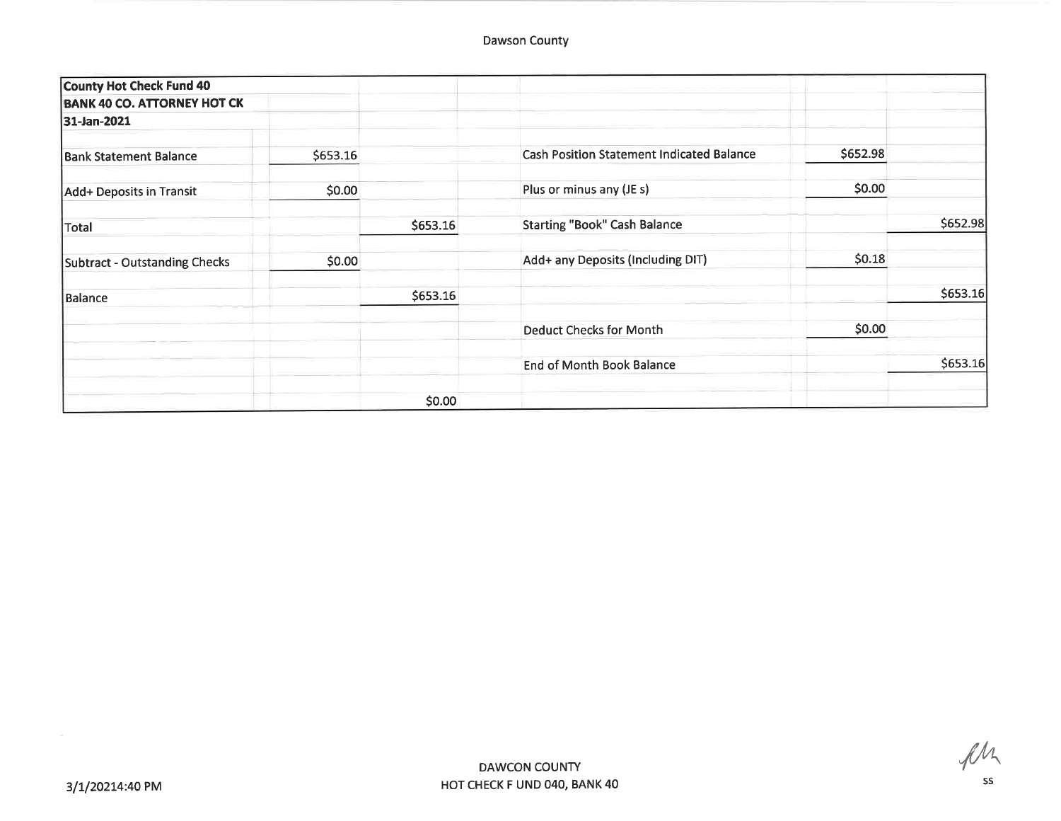Dawson County

| County Hot Check Fund 40 | | | | | |
|---|---|---|---|---|---|
| BANK 40 CO. ATTORNEY HOT CK | | | | | |
| 31-Jan-2021 | | | | | |
| Bank Statement Balance | $653.16 | | Cash Position Statement Indicated Balance | $652.98 | |
| Add+ Deposits in Transit | $0.00 | | Plus or minus any (JE s) | $0.00 | |
| Total | | $653.16 | Starting "Book" Cash Balance | | $652.98 |
| Subtract - Outstanding Checks | $0.00 | | Add+ any Deposits (Including DIT) | $0.18 | |
| Balance | | $653.16 | | | $653.16 |
| | | | Deduct Checks for Month | $0.00 | |
| | | | End of Month Book Balance | | $653.16 |
| | | $0.00 | | | |

3/1/20214:40 PM

DAWCON COUNTY
HOT CHECK F UND 040, BANK 40

SS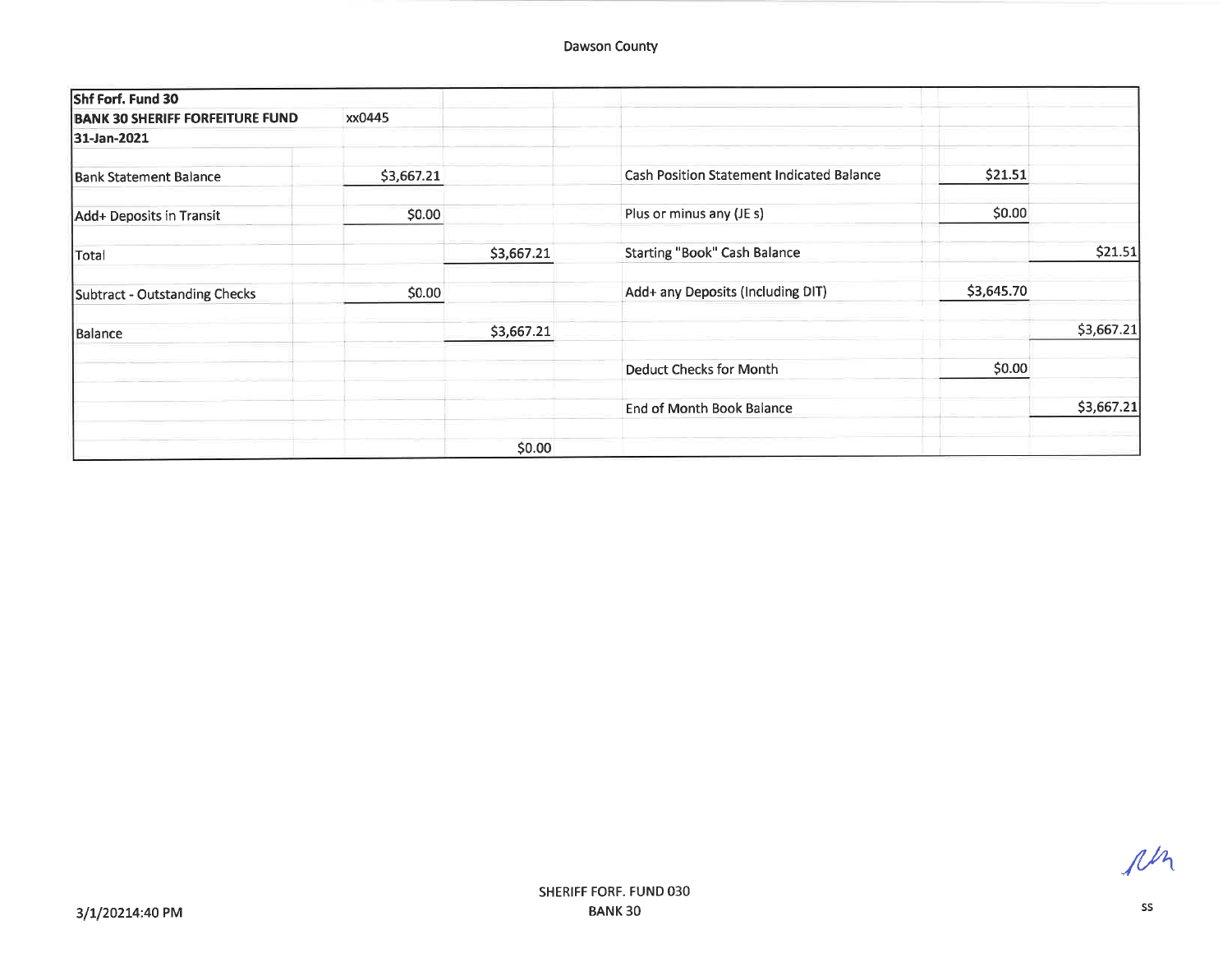Dawson County

| Shf Forf. Fund 30 | | | | | |
|---|---|---|---|---|---|
| **BANK 30 SHERIFF FORFEITURE FUND** | xx0445 | | | | |
| **31-Jan-2021** | | | | | |
| Bank Statement Balance | $3,667.21 | | Cash Position Statement Indicated Balance | $21.51 | |
| Add+ Deposits in Transit | $0.00 | | Plus or minus any (JE s) | $0.00 | |
| Total | | $3,667.21 | Starting "Book" Cash Balance | | $21.51 |
| Subtract - Outstanding Checks | $0.00 | | Add+ any Deposits (Including DIT) | $3,645.70 | |
| Balance | | $3,667.21 | | | $3,667.21 |
| | | | Deduct Checks for Month | $0.00 | |
| | | | End of Month Book Balance | | $3,667.21 |
| | | $0.00 | | | |

3/1/20214:40 PM

SHERIFF FORF. FUND 030
BANK 30

ss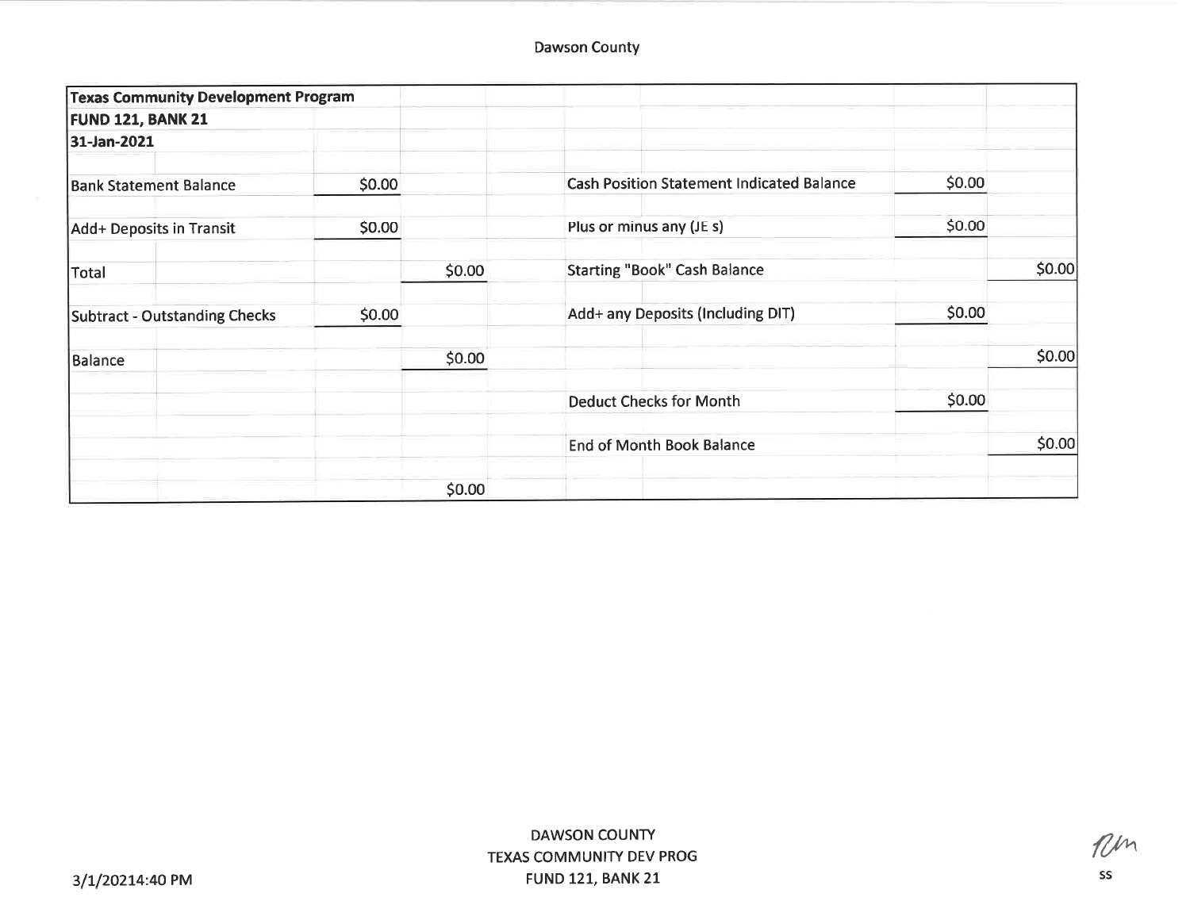Dawson County

| Texas Community Development Program | | | | | | |
|---|---|---|---|---|---|---|
| **FUND 121, BANK 21** | | | | | | |
| **31-Jan-2021** | | | | | | |
| Bank Statement Balance | $0.00 | | | Cash Position Statement Indicated Balance | $0.00 | |
| Add+ Deposits in Transit | $0.00 | | | Plus or minus any (JE s) | $0.00 | |
| Total | | $0.00 | | Starting "Book" Cash Balance | | $0.00 |
| Subtract - Outstanding Checks | $0.00 | | | Add+ any Deposits (Including DIT) | $0.00 | |
| Balance | | $0.00 | | | | $0.00 |
| | | | | Deduct Checks for Month | $0.00 | |
| | | | | End of Month Book Balance | | $0.00 |
| | | $0.00 | | | | |

3/1/20214:40 PM

DAWSON COUNTY
TEXAS COMMUNITY DEV PROG
FUND 121, BANK 21

ss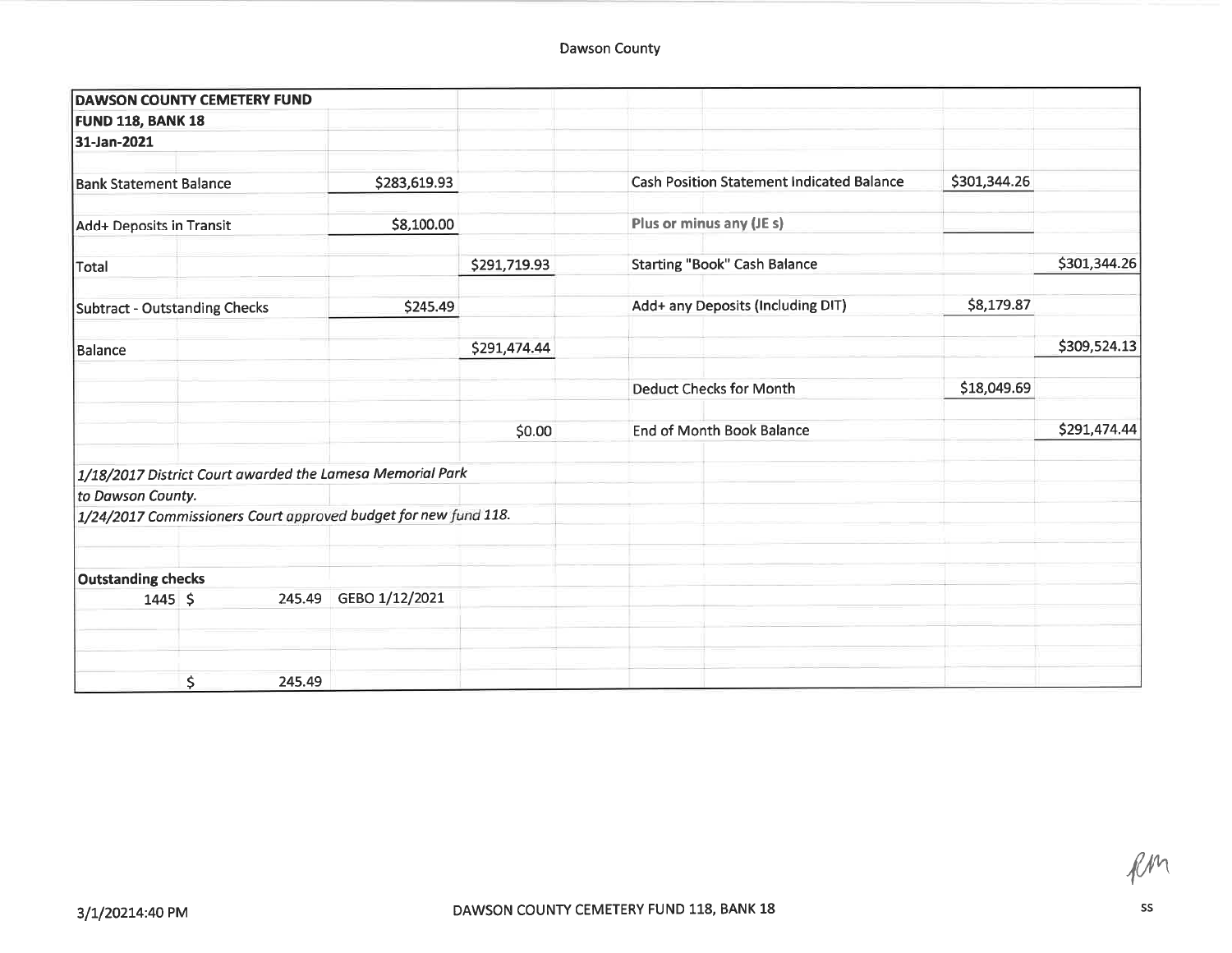Dawson County

**DAWSON COUNTY CEMETERY FUND**
**FUND 118, BANK 18**
**31-Jan-2021**

| | | | | | |
|---|---|---|---|---|---|
| Bank Statement Balance | $283,619.93 | | Cash Position Statement Indicated Balance | $301,344.26 | |
| Add+ Deposits in Transit | $8,100.00 | | Plus or minus any (JE s) | | |
| Total | | $291,719.93 | Starting "Book" Cash Balance | | $301,344.26 |
| Subtract - Outstanding Checks | $245.49 | | Add+ any Deposits (Including DIT) | $8,179.87 | |
| Balance | | $291,474.44 | | | $309,524.13 |
| | | | Deduct Checks for Month | $18,049.69 | |
| | | $0.00 | End of Month Book Balance | | $291,474.44 |

*1/18/2017 District Court awarded the Lamesa Memorial Park to Dawson County.*
*1/24/2017 Commissioners Court approved budget for new fund 118.*

**Outstanding checks**

| Check | Amount | Payee/Date |
|---|---|---|
| 1445 | $ 245.49 | GEBO 1/12/2021 |
| | $ 245.49 | |

3/1/2021 4:40 PM

DAWSON COUNTY CEMETERY FUND 118, BANK 18

ss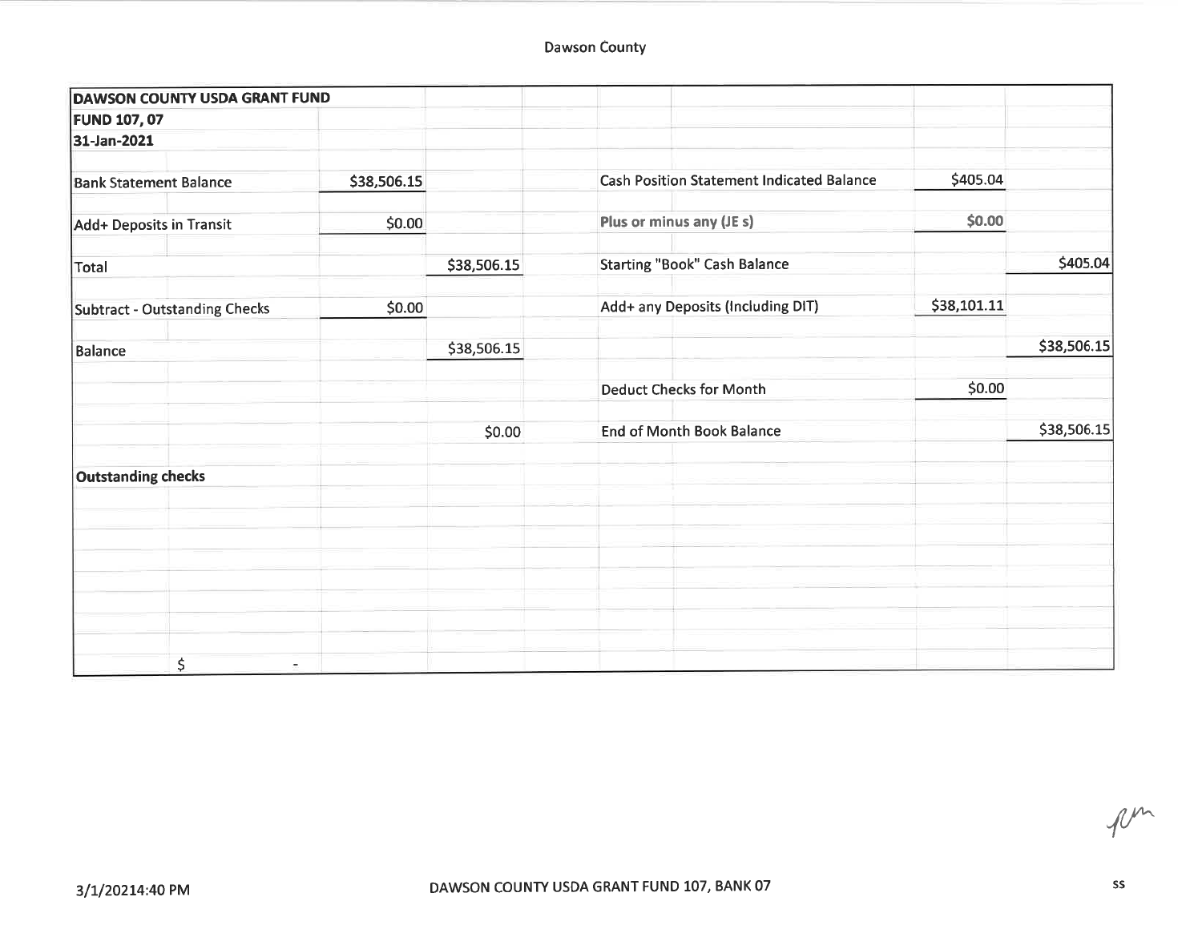Dawson County

| | | | | | | |
|---|---|---|---|---|---|---|
| **DAWSON COUNTY USDA GRANT FUND** | | | | | | |
| **FUND 107, 07** | | | | | | |
| **31-Jan-2021** | | | | | | |
| Bank Statement Balance | $38,506.15 | | | Cash Position Statement Indicated Balance | $405.04 | |
| Add+ Deposits in Transit | $0.00 | | | Plus or minus any (JE s) | $0.00 | |
| Total | | $38,506.15 | | Starting "Book" Cash Balance | | $405.04 |
| Subtract - Outstanding Checks | $0.00 | | | Add+ any Deposits (Including DIT) | $38,101.11 | |
| Balance | | $38,506.15 | | | | $38,506.15 |
| | | | | Deduct Checks for Month | $0.00 | |
| | | $0.00 | | End of Month Book Balance | | $38,506.15 |
| **Outstanding checks** | | | | | | |
| $ - | | | | | | |

rm

3/1/20214:40 PM

DAWSON COUNTY USDA GRANT FUND 107, BANK 07

ss